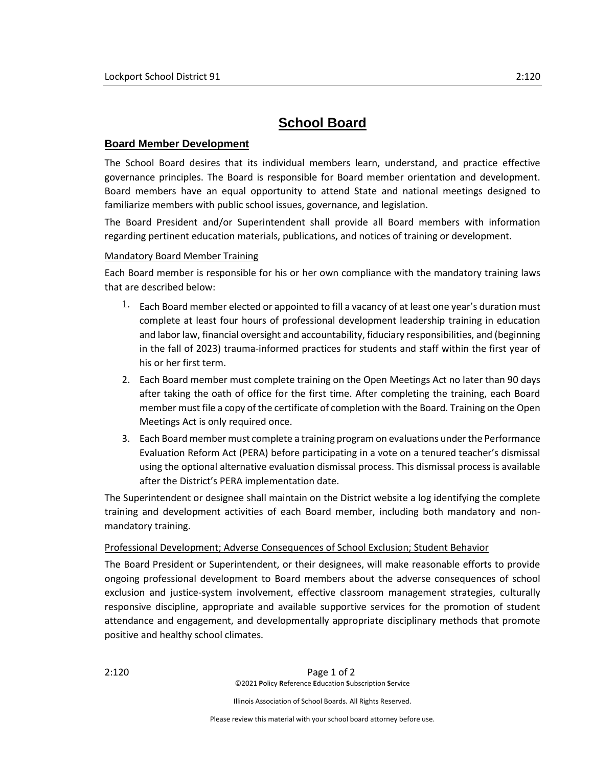# School Board

## Board Member Development

The School Board desires that its individual members learn, understand, and practice effective governance principles. The Board is responsible for Board member orientation and development. Board members have an equal opportunity to attend State and national meetings designed to familiarize members with public school issues, governance, and legislation.

The Board President and/or Superintendent shall provide all Board members with information regarding pertinent education materials, publications, and notices of training or development.

### Mandatory Board Member Training

Each Board member is responsible for his or her own compliance with the mandatory training laws that are described below:

1. Each Board member elected or appointed to fill a vacancy of at least one year's duration must complete at least four hours of professional development leadership training in education and labor law, financial oversight and accountability, fiduciary responsibilities, and (beginning in the fall of 2023) trauma-informed practices for students and staff within the first year of his or her first term.
2. Each Board member must complete training on the Open Meetings Act no later than 90 days after taking the oath of office for the first time. After completing the training, each Board member must file a copy of the certificate of completion with the Board. Training on the Open Meetings Act is only required once.
3. Each Board member must complete a training program on evaluations under the Performance Evaluation Reform Act (PERA) before participating in a vote on a tenured teacher's dismissal using the optional alternative evaluation dismissal process. This dismissal process is available after the District's PERA implementation date.

The Superintendent or designee shall maintain on the District website a log identifying the complete training and development activities of each Board member, including both mandatory and non-mandatory training.

### Professional Development; Adverse Consequences of School Exclusion; Student Behavior

The Board President or Superintendent, or their designees, will make reasonable efforts to provide ongoing professional development to Board members about the adverse consequences of school exclusion and justice-system involvement, effective classroom management strategies, culturally responsive discipline, appropriate and available supportive services for the promotion of student attendance and engagement, and developmentally appropriate disciplinary methods that promote positive and healthy school climates.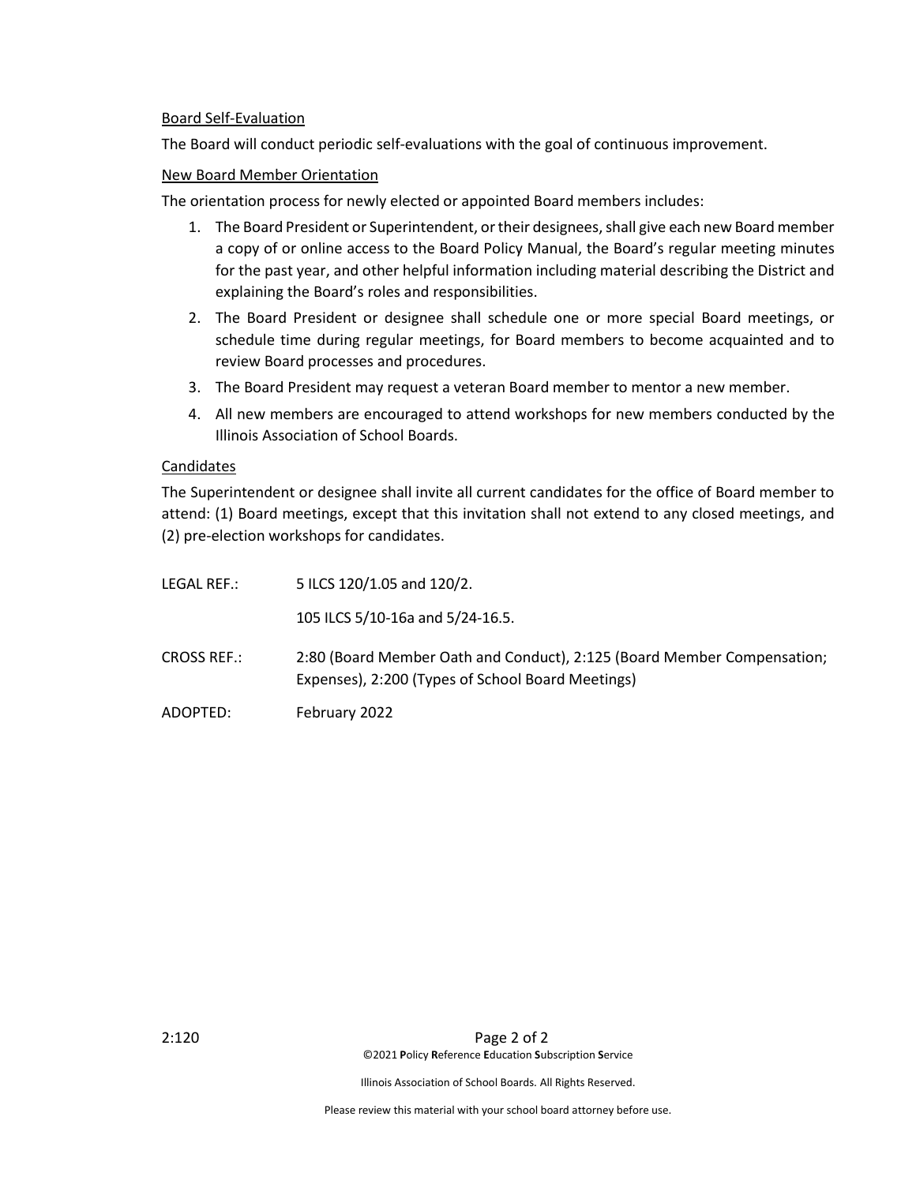Board Self-Evaluation

The Board will conduct periodic self-evaluations with the goal of continuous improvement.

New Board Member Orientation

The orientation process for newly elected or appointed Board members includes:

1. The Board President or Superintendent, or their designees, shall give each new Board member a copy of or online access to the Board Policy Manual, the Board's regular meeting minutes for the past year, and other helpful information including material describing the District and explaining the Board's roles and responsibilities.
2. The Board President or designee shall schedule one or more special Board meetings, or schedule time during regular meetings, for Board members to become acquainted and to review Board processes and procedures.
3. The Board President may request a veteran Board member to mentor a new member.
4. All new members are encouraged to attend workshops for new members conducted by the Illinois Association of School Boards.

Candidates

The Superintendent or designee shall invite all current candidates for the office of Board member to attend: (1) Board meetings, except that this invitation shall not extend to any closed meetings, and (2) pre-election workshops for candidates.

LEGAL REF.: 5 ILCS 120/1.05 and 120/2.

105 ILCS 5/10-16a and 5/24-16.5.

CROSS REF.: 2:80 (Board Member Oath and Conduct), 2:125 (Board Member Compensation; Expenses), 2:200 (Types of School Board Meetings)

ADOPTED: February 2022